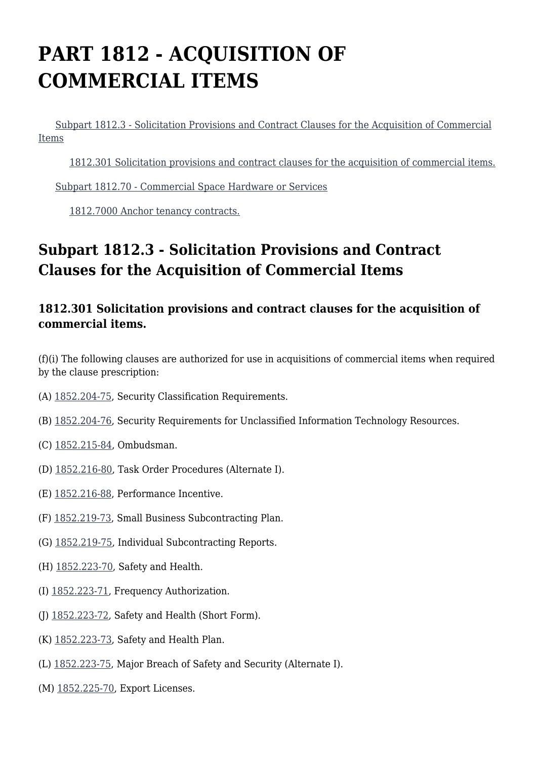# PART 1812 - ACQUISITION OF COMMERCIAL ITEMS

Subpart 1812.3 - Solicitation Provisions and Contract Clauses for the Acquisition of Commercial Items

1812.301 Solicitation provisions and contract clauses for the acquisition of commercial items.

Subpart 1812.70 - Commercial Space Hardware or Services

1812.7000 Anchor tenancy contracts.

## Subpart 1812.3 - Solicitation Provisions and Contract Clauses for the Acquisition of Commercial Items

### 1812.301 Solicitation provisions and contract clauses for the acquisition of commercial items.

(f)(i) The following clauses are authorized for use in acquisitions of commercial items when required by the clause prescription:

(A) 1852.204-75, Security Classification Requirements.

(B) 1852.204-76, Security Requirements for Unclassified Information Technology Resources.

(C) 1852.215-84, Ombudsman.

(D) 1852.216-80, Task Order Procedures (Alternate I).

(E) 1852.216-88, Performance Incentive.

(F) 1852.219-73, Small Business Subcontracting Plan.

(G) 1852.219-75, Individual Subcontracting Reports.

(H) 1852.223-70, Safety and Health.

(I) 1852.223-71, Frequency Authorization.

(J) 1852.223-72, Safety and Health (Short Form).

(K) 1852.223-73, Safety and Health Plan.

(L) 1852.223-75, Major Breach of Safety and Security (Alternate I).

(M) 1852.225-70, Export Licenses.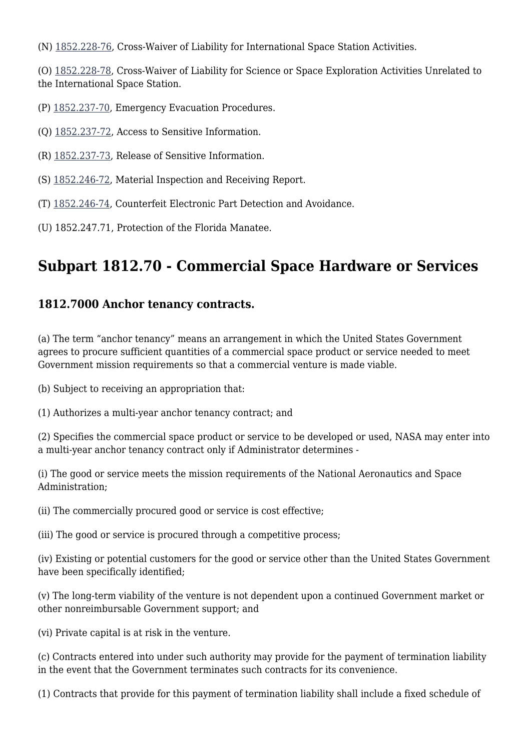(N) 1852.228-76, Cross-Waiver of Liability for International Space Station Activities.

(O) 1852.228-78, Cross-Waiver of Liability for Science or Space Exploration Activities Unrelated to the International Space Station.

(P) 1852.237-70, Emergency Evacuation Procedures.

(Q) 1852.237-72, Access to Sensitive Information.

(R) 1852.237-73, Release of Sensitive Information.

(S) 1852.246-72, Material Inspection and Receiving Report.

(T) 1852.246-74, Counterfeit Electronic Part Detection and Avoidance.

(U) 1852.247.71, Protection of the Florida Manatee.

## Subpart 1812.70 - Commercial Space Hardware or Services

### 1812.7000 Anchor tenancy contracts.

(a) The term "anchor tenancy" means an arrangement in which the United States Government agrees to procure sufficient quantities of a commercial space product or service needed to meet Government mission requirements so that a commercial venture is made viable.

(b) Subject to receiving an appropriation that:

(1) Authorizes a multi-year anchor tenancy contract; and

(2) Specifies the commercial space product or service to be developed or used, NASA may enter into a multi-year anchor tenancy contract only if Administrator determines -

(i) The good or service meets the mission requirements of the National Aeronautics and Space Administration;

(ii) The commercially procured good or service is cost effective;

(iii) The good or service is procured through a competitive process;

(iv) Existing or potential customers for the good or service other than the United States Government have been specifically identified;

(v) The long-term viability of the venture is not dependent upon a continued Government market or other nonreimbursable Government support; and

(vi) Private capital is at risk in the venture.

(c) Contracts entered into under such authority may provide for the payment of termination liability in the event that the Government terminates such contracts for its convenience.

(1) Contracts that provide for this payment of termination liability shall include a fixed schedule of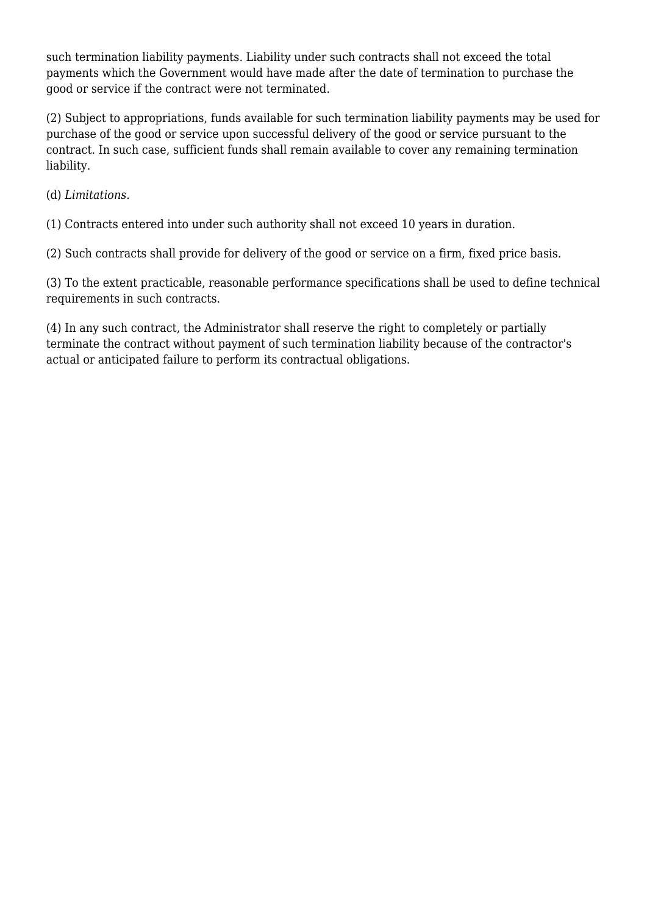such termination liability payments. Liability under such contracts shall not exceed the total payments which the Government would have made after the date of termination to purchase the good or service if the contract were not terminated.

(2) Subject to appropriations, funds available for such termination liability payments may be used for purchase of the good or service upon successful delivery of the good or service pursuant to the contract. In such case, sufficient funds shall remain available to cover any remaining termination liability.

(d) *Limitations.*

(1) Contracts entered into under such authority shall not exceed 10 years in duration.

(2) Such contracts shall provide for delivery of the good or service on a firm, fixed price basis.

(3) To the extent practicable, reasonable performance specifications shall be used to define technical requirements in such contracts.

(4) In any such contract, the Administrator shall reserve the right to completely or partially terminate the contract without payment of such termination liability because of the contractor's actual or anticipated failure to perform its contractual obligations.